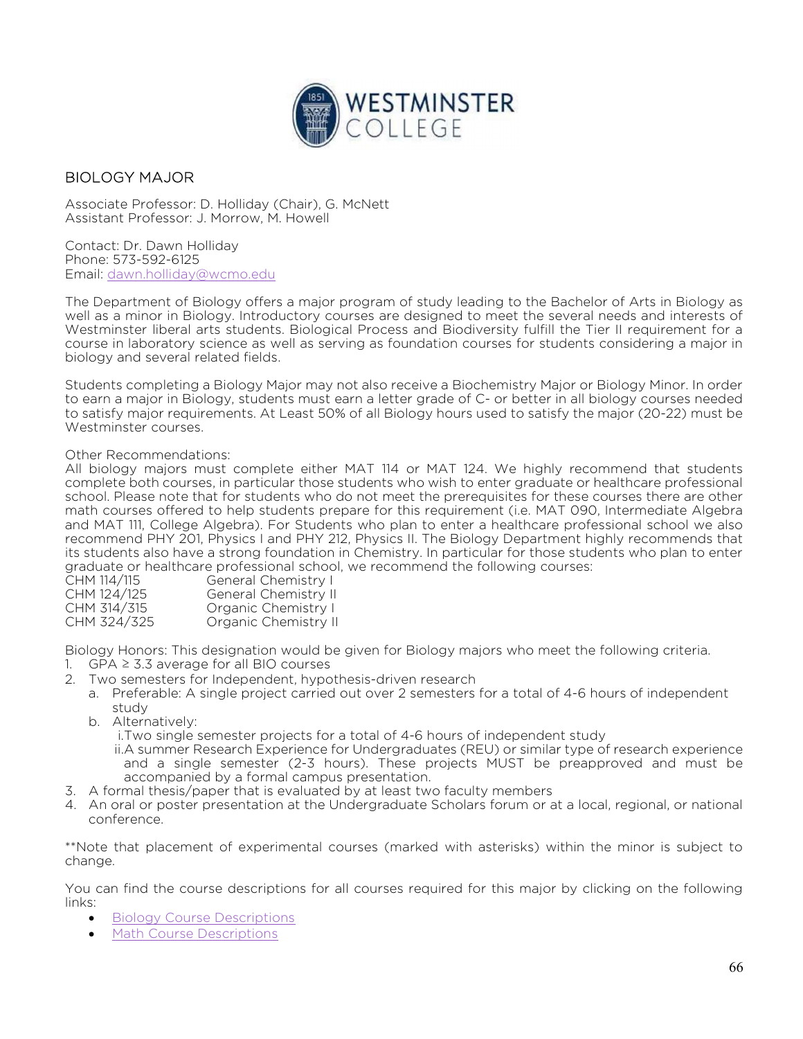## BIOLOGY MAJOR

Associate Professor: D. Holliday (Chair), G. McNett
Assistant Professor: J. Morrow, M. Howell

Contact: Dr. Dawn Holliday
Phone: 573-592-6125
Email: dawn.holliday@wcmo.edu

The Department of Biology offers a major program of study leading to the Bachelor of Arts in Biology as well as a minor in Biology. Introductory courses are designed to meet the several needs and interests of Westminster liberal arts students. Biological Process and Biodiversity fulfill the Tier II requirement for a course in laboratory science as well as serving as foundation courses for students considering a major in biology and several related fields.

Students completing a Biology Major may not also receive a Biochemistry Major or Biology Minor. In order to earn a major in Biology, students must earn a letter grade of C- or better in all biology courses needed to satisfy major requirements. At Least 50% of all Biology hours used to satisfy the major (20-22) must be Westminster courses.

Other Recommendations:
All biology majors must complete either MAT 114 or MAT 124. We highly recommend that students complete both courses, in particular those students who wish to enter graduate or healthcare professional school. Please note that for students who do not meet the prerequisites for these courses there are other math courses offered to help students prepare for this requirement (i.e. MAT 090, Intermediate Algebra and MAT 111, College Algebra). For Students who plan to enter a healthcare professional school we also recommend PHY 201, Physics I and PHY 212, Physics II. The Biology Department highly recommends that its students also have a strong foundation in Chemistry. In particular for those students who plan to enter graduate or healthcare professional school, we recommend the following courses:

| | |
|---|---|
| CHM 114/115 | General Chemistry I |
| CHM 124/125 | General Chemistry II |
| CHM 314/315 | Organic Chemistry I |
| CHM 324/325 | Organic Chemistry II |

Biology Honors: This designation would be given for Biology majors who meet the following criteria.

1. GPA ≥ 3.3 average for all BIO courses
2. Two semesters for Independent, hypothesis-driven research
   a. Preferable: A single project carried out over 2 semesters for a total of 4-6 hours of independent study
   b. Alternatively:
      i. Two single semester projects for a total of 4-6 hours of independent study
      ii. A summer Research Experience for Undergraduates (REU) or similar type of research experience and a single semester (2-3 hours). These projects MUST be preapproved and must be accompanied by a formal campus presentation.
3. A formal thesis/paper that is evaluated by at least two faculty members
4. An oral or poster presentation at the Undergraduate Scholars forum or at a local, regional, or national conference.

**Note that placement of experimental courses (marked with asterisks) within the minor is subject to change.

You can find the course descriptions for all courses required for this major by clicking on the following links:

- Biology Course Descriptions
- Math Course Descriptions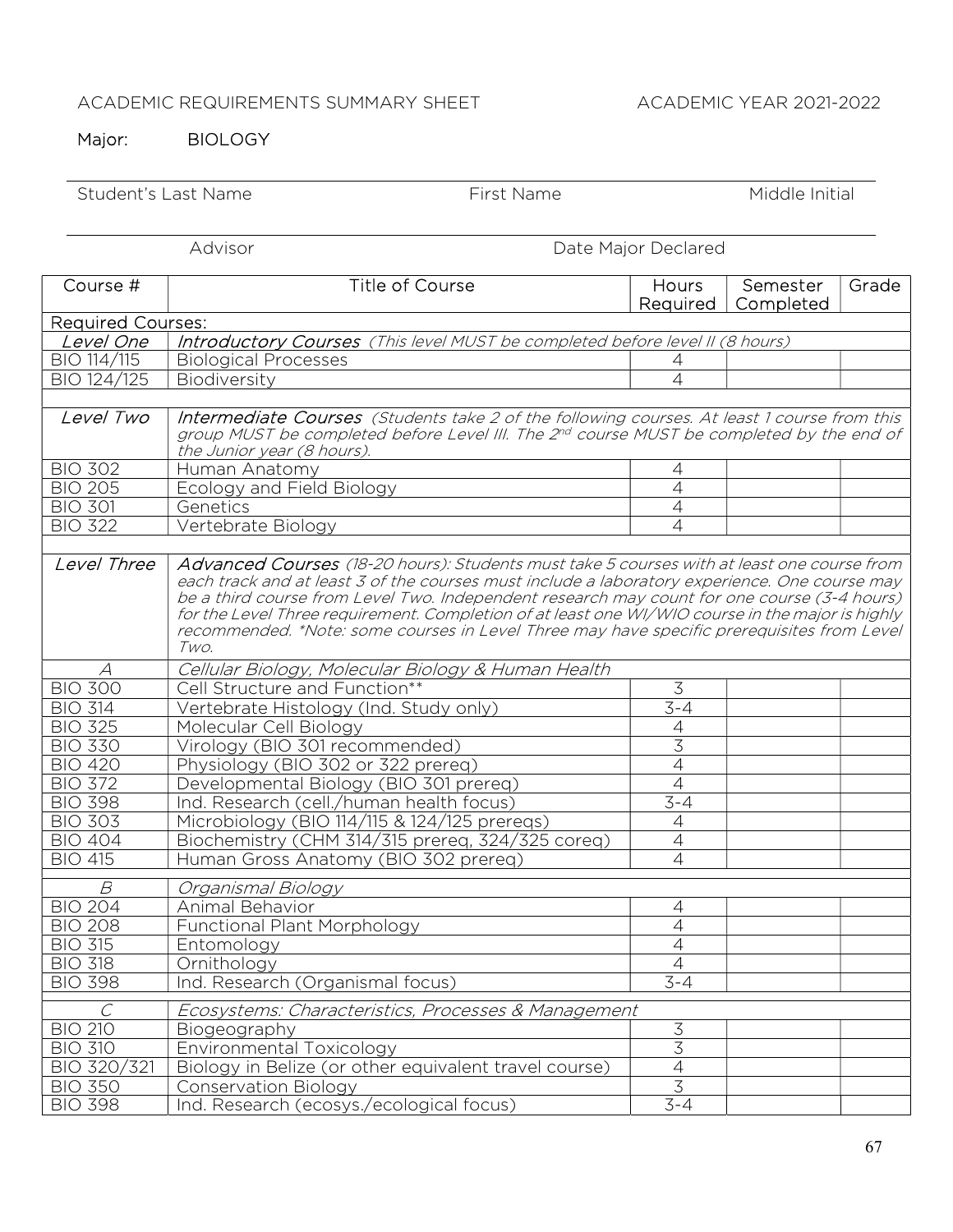ACADEMIC REQUIREMENTS SUMMARY SHEET ACADEMIC YEAR 2021-2022

Major: BIOLOGY

Student's Last Name First Name Middle Initial

Advisor Date Major Declared

| Course # | Title of Course | Hours Required | Semester Completed | Grade |
|---|---|---|---|---|
| Required Courses: | | | | |
| *Level One* | *Introductory Courses (This level MUST be completed before level II (8 hours)* | | | |
| BIO 114/115 | Biological Processes | 4 | | |
| BIO 124/125 | Biodiversity | 4 | | |
| | | | | |
| *Level Two* | *Intermediate Courses (Students take 2 of the following courses. At least 1 course from this group MUST be completed before Level III. The 2nd course MUST be completed by the end of the Junior year (8 hours).* | | | |
| BIO 302 | Human Anatomy | 4 | | |
| BIO 205 | Ecology and Field Biology | 4 | | |
| BIO 301 | Genetics | 4 | | |
| BIO 322 | Vertebrate Biology | 4 | | |
| | | | | |
| *Level Three* | *Advanced Courses (18-20 hours): Students must take 5 courses with at least one course from each track and at least 3 of the courses must include a laboratory experience. One course may be a third course from Level Two. Independent research may count for one course (3-4 hours) for the Level Three requirement. Completion of at least one WI/WIO course in the major is highly recommended. \*Note: some courses in Level Three may have specific prerequisites from Level Two.* | | | |
| *A* | *Cellular Biology, Molecular Biology & Human Health* | | | |
| BIO 300 | Cell Structure and Function** | 3 | | |
| BIO 314 | Vertebrate Histology (Ind. Study only) | 3-4 | | |
| BIO 325 | Molecular Cell Biology | 4 | | |
| BIO 330 | Virology (BIO 301 recommended) | 3 | | |
| BIO 420 | Physiology (BIO 302 or 322 prereq) | 4 | | |
| BIO 372 | Developmental Biology (BIO 301 prereq) | 4 | | |
| BIO 398 | Ind. Research (cell./human health focus) | 3-4 | | |
| BIO 303 | Microbiology (BIO 114/115 & 124/125 prereqs) | 4 | | |
| BIO 404 | Biochemistry (CHM 314/315 prereq, 324/325 coreq) | 4 | | |
| BIO 415 | Human Gross Anatomy (BIO 302 prereq) | 4 | | |
| | | | | |
| *B* | *Organismal Biology* | | | |
| BIO 204 | Animal Behavior | 4 | | |
| BIO 208 | Functional Plant Morphology | 4 | | |
| BIO 315 | Entomology | 4 | | |
| BIO 318 | Ornithology | 4 | | |
| BIO 398 | Ind. Research (Organismal focus) | 3-4 | | |
| | | | | |
| *C* | *Ecosystems: Characteristics, Processes & Management* | | | |
| BIO 210 | Biogeography | 3 | | |
| BIO 310 | Environmental Toxicology | 3 | | |
| BIO 320/321 | Biology in Belize (or other equivalent travel course) | 4 | | |
| BIO 350 | Conservation Biology | 3 | | |
| BIO 398 | Ind. Research (ecosys./ecological focus) | 3-4 | | |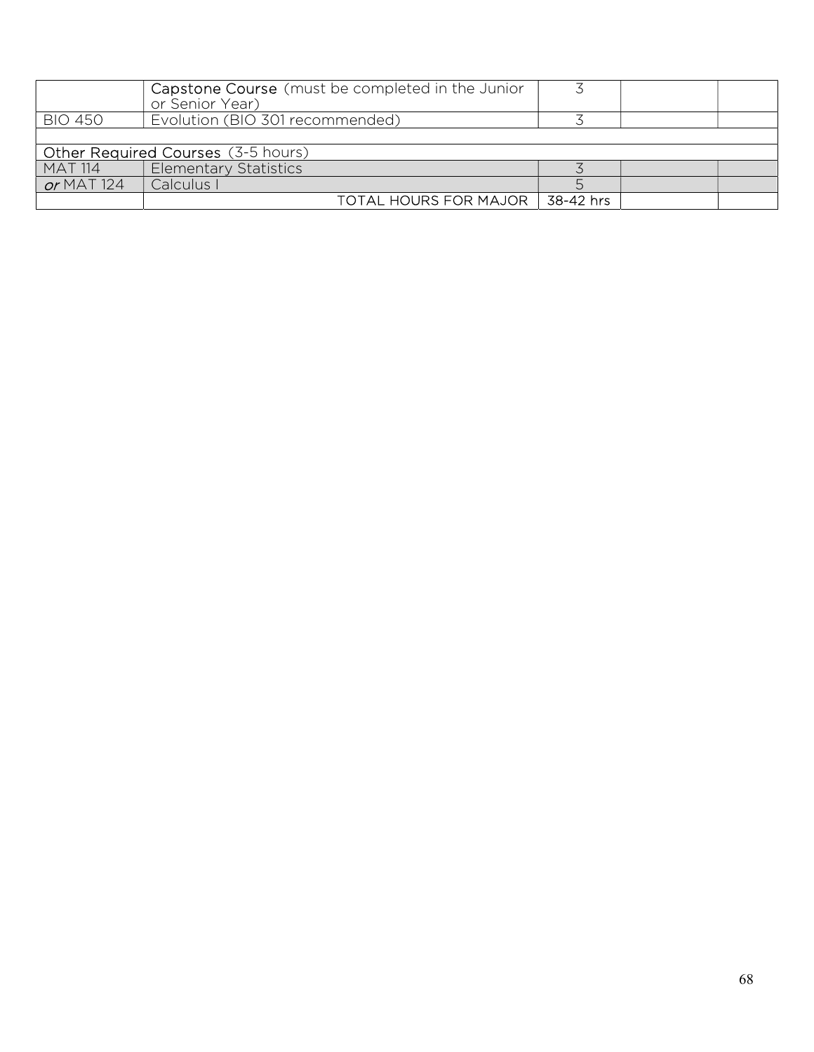| | | | | |
|---|---|---|---|---|
| | **Capstone Course** (must be completed in the Junior or Senior Year) | 3 | | |
| BIO 450 | Evolution (BIO 301 recommended) | 3 | | |
| | | | | |
| Other Required Courses (3-5 hours) | | | | |
| MAT 114 | Elementary Statistics | 3 | | |
| *or* MAT 124 | Calculus I | 5 | | |
| | TOTAL HOURS FOR MAJOR | 38-42 hrs | | |